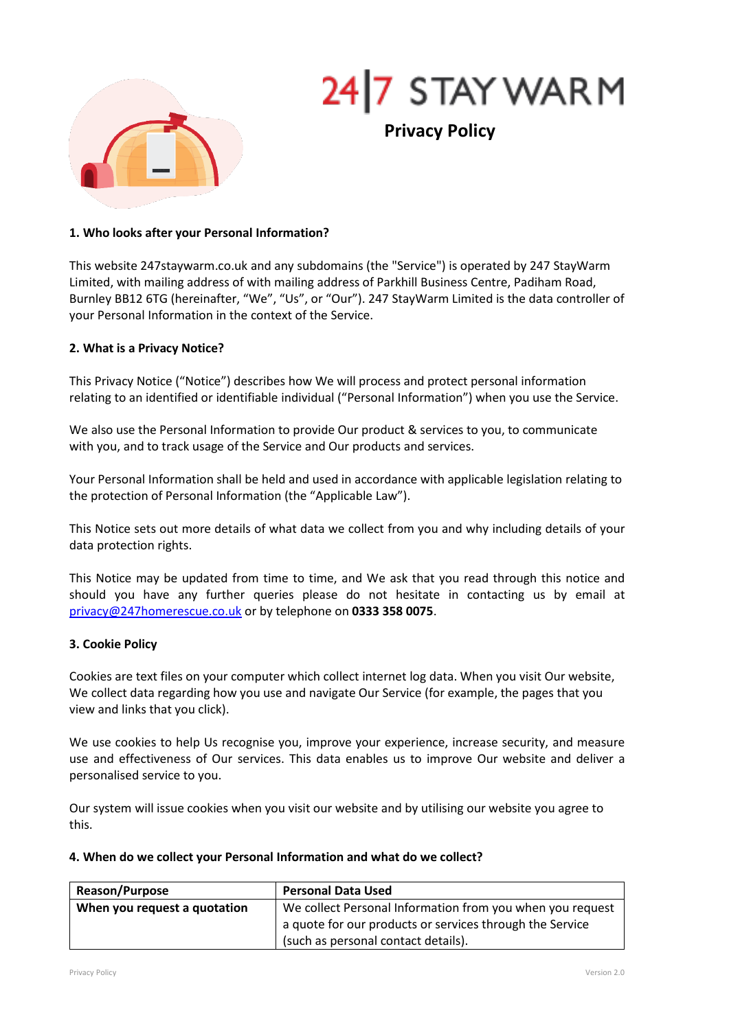# 24|7 STAY WARM

## Privacy Policy

### 1. Who looks after your Personal Information?

This website 247staywarm.co.uk and any subdomains (the "Service") is operated by 247 StayWarm Limited, with mailing address of with mailing address of Parkhill Business Centre, Padiham Road, Burnley BB12 6TG (hereinafter, “We”, “Us”, or “Our”). 247 StayWarm Limited is the data controller of your Personal Information in the context of the Service.

### 2. What is a Privacy Notice?

This Privacy Notice (“Notice”) describes how We will process and protect personal information relating to an identified or identifiable individual (“Personal Information”) when you use the Service.

We also use the Personal Information to provide Our product & services to you, to communicate with you, and to track usage of the Service and Our products and services.

Your Personal Information shall be held and used in accordance with applicable legislation relating to the protection of Personal Information (the “Applicable Law”).

This Notice sets out more details of what data we collect from you and why including details of your data protection rights.

This Notice may be updated from time to time, and We ask that you read through this notice and should you have any further queries please do not hesitate in contacting us by email at privacy@247homerescue.co.uk or by telephone on **0333 358 0075**.

### 3. Cookie Policy

Cookies are text files on your computer which collect internet log data. When you visit Our website, We collect data regarding how you use and navigate Our Service (for example, the pages that you view and links that you click).

We use cookies to help Us recognise you, improve your experience, increase security, and measure use and effectiveness of Our services. This data enables us to improve Our website and deliver a personalised service to you.

Our system will issue cookies when you visit our website and by utilising our website you agree to this.

### 4. When do we collect your Personal Information and what do we collect?

| Reason/Purpose | Personal Data Used |
|---|---|
| **When you request a quotation** | We collect Personal Information from you when you request a quote for our products or services through the Service (such as personal contact details). |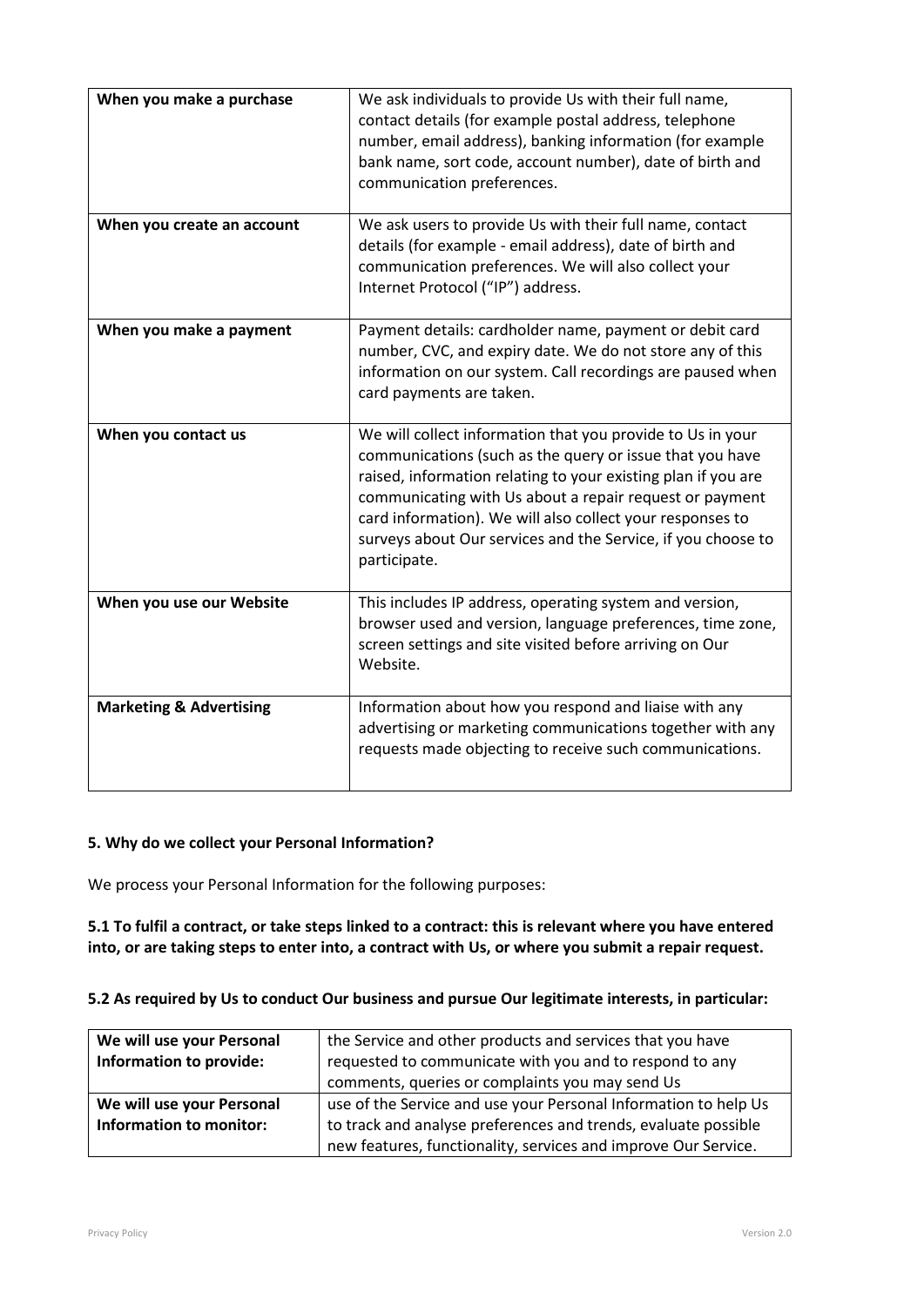| | |
|---|---|
| **When you make a purchase** | We ask individuals to provide Us with their full name, contact details (for example postal address, telephone number, email address), banking information (for example bank name, sort code, account number), date of birth and communication preferences. |
| **When you create an account** | We ask users to provide Us with their full name, contact details (for example - email address), date of birth and communication preferences. We will also collect your Internet Protocol ("IP") address. |
| **When you make a payment** | Payment details: cardholder name, payment or debit card number, CVC, and expiry date. We do not store any of this information on our system. Call recordings are paused when card payments are taken. |
| **When you contact us** | We will collect information that you provide to Us in your communications (such as the query or issue that you have raised, information relating to your existing plan if you are communicating with Us about a repair request or payment card information). We will also collect your responses to surveys about Our services and the Service, if you choose to participate. |
| **When you use our Website** | This includes IP address, operating system and version, browser used and version, language preferences, time zone, screen settings and site visited before arriving on Our Website. |
| **Marketing & Advertising** | Information about how you respond and liaise with any advertising or marketing communications together with any requests made objecting to receive such communications. |

### 5. Why do we collect your Personal Information?

We process your Personal Information for the following purposes:

**5.1 To fulfil a contract, or take steps linked to a contract: this is relevant where you have entered into, or are taking steps to enter into, a contract with Us, or where you submit a repair request.**

**5.2 As required by Us to conduct Our business and pursue Our legitimate interests, in particular:**

| | |
|---|---|
| **We will use your Personal Information to provide:** | the Service and other products and services that you have requested to communicate with you and to respond to any comments, queries or complaints you may send Us |
| **We will use your Personal Information to monitor:** | use of the Service and use your Personal Information to help Us to track and analyse preferences and trends, evaluate possible new features, functionality, services and improve Our Service. |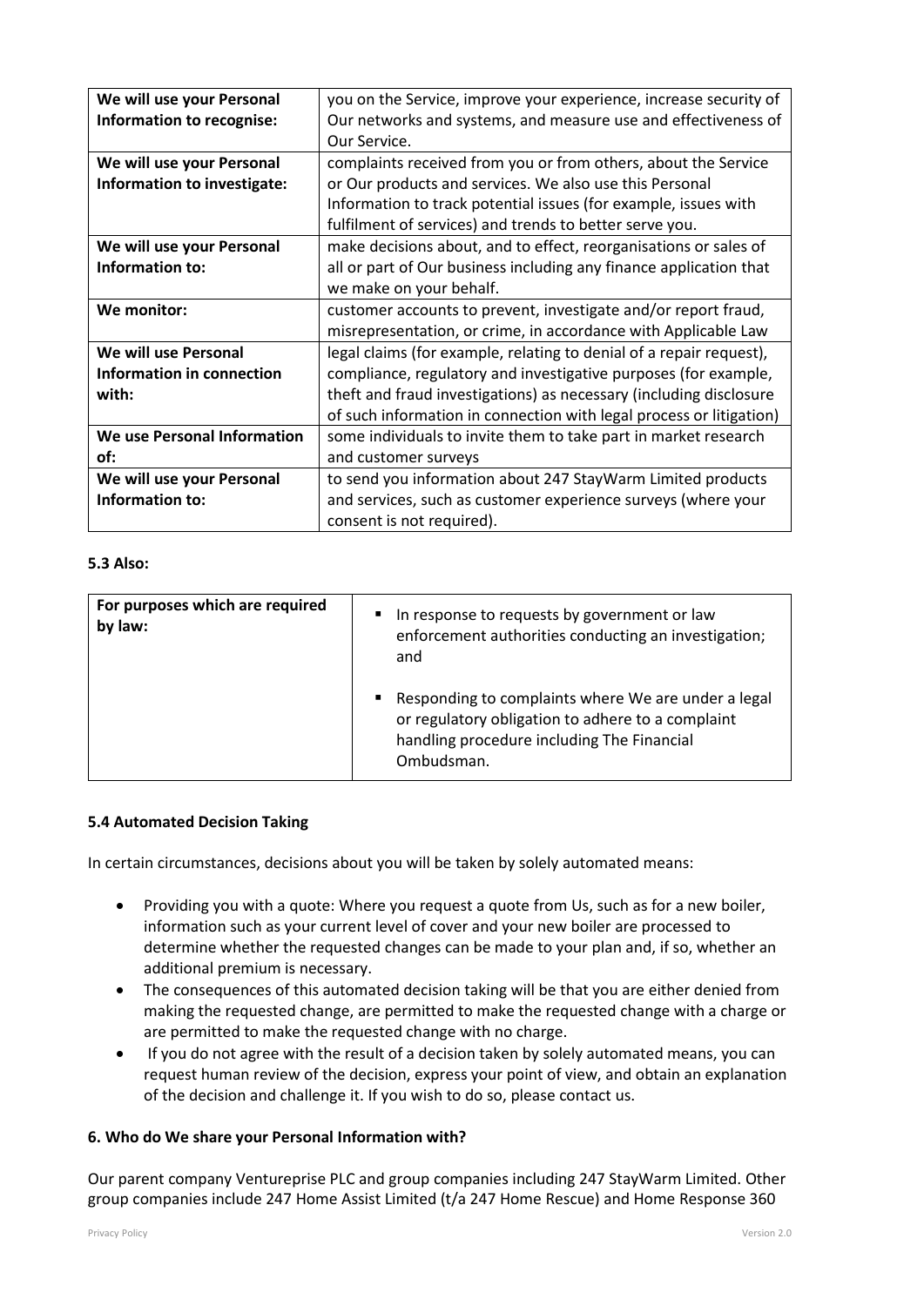| | |
|---|---|
| **We will use your Personal Information to recognise:** | you on the Service, improve your experience, increase security of Our networks and systems, and measure use and effectiveness of Our Service. |
| **We will use your Personal Information to investigate:** | complaints received from you or from others, about the Service or Our products and services. We also use this Personal Information to track potential issues (for example, issues with fulfilment of services) and trends to better serve you. |
| **We will use your Personal Information to:** | make decisions about, and to effect, reorganisations or sales of all or part of Our business including any finance application that we make on your behalf. |
| **We monitor:** | customer accounts to prevent, investigate and/or report fraud, misrepresentation, or crime, in accordance with Applicable Law |
| **We will use Personal Information in connection with:** | legal claims (for example, relating to denial of a repair request), compliance, regulatory and investigative purposes (for example, theft and fraud investigations) as necessary (including disclosure of such information in connection with legal process or litigation) |
| **We use Personal Information of:** | some individuals to invite them to take part in market research and customer surveys |
| **We will use your Personal Information to:** | to send you information about 247 StayWarm Limited products and services, such as customer experience surveys (where your consent is not required). |

**5.3 Also:**

| | |
|---|---|
| **For purposes which are required by law:** | ▪ In response to requests by government or law enforcement authorities conducting an investigation; and<br><br>▪ Responding to complaints where We are under a legal or regulatory obligation to adhere to a complaint handling procedure including The Financial Ombudsman. |

**5.4 Automated Decision Taking**

In certain circumstances, decisions about you will be taken by solely automated means:

- Providing you with a quote: Where you request a quote from Us, such as for a new boiler, information such as your current level of cover and your new boiler are processed to determine whether the requested changes can be made to your plan and, if so, whether an additional premium is necessary.
- The consequences of this automated decision taking will be that you are either denied from making the requested change, are permitted to make the requested change with a charge or are permitted to make the requested change with no charge.
- If you do not agree with the result of a decision taken by solely automated means, you can request human review of the decision, express your point of view, and obtain an explanation of the decision and challenge it. If you wish to do so, please contact us.

**6. Who do We share your Personal Information with?**

Our parent company Ventureprise PLC and group companies including 247 StayWarm Limited. Other group companies include 247 Home Assist Limited (t/a 247 Home Rescue) and Home Response 360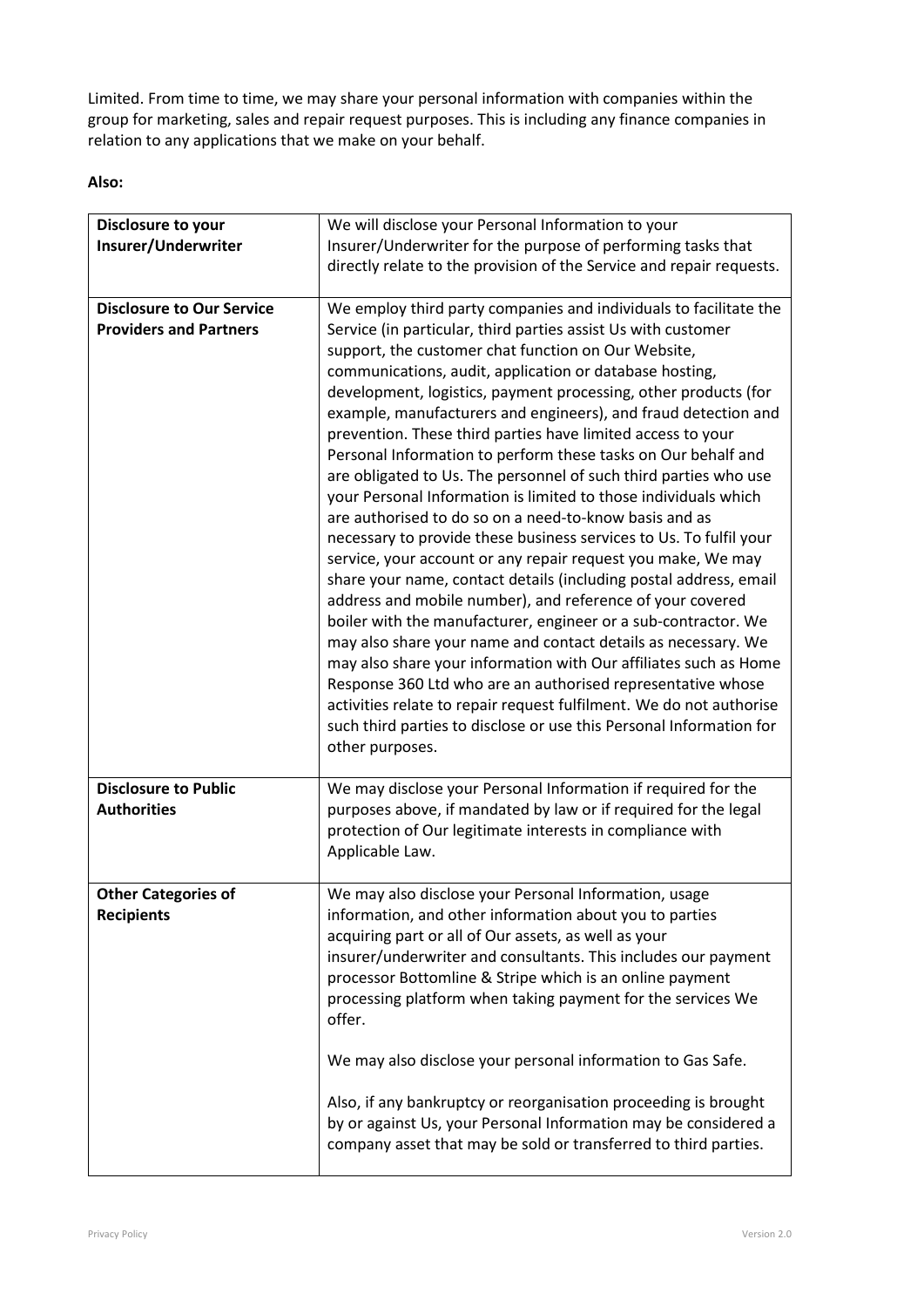Limited. From time to time, we may share your personal information with companies within the group for marketing, sales and repair request purposes. This is including any finance companies in relation to any applications that we make on your behalf.

**Also:**

| | |
|---|---|
| **Disclosure to your Insurer/Underwriter** | We will disclose your Personal Information to your Insurer/Underwriter for the purpose of performing tasks that directly relate to the provision of the Service and repair requests. |
| **Disclosure to Our Service Providers and Partners** | We employ third party companies and individuals to facilitate the Service (in particular, third parties assist Us with customer support, the customer chat function on Our Website, communications, audit, application or database hosting, development, logistics, payment processing, other products (for example, manufacturers and engineers), and fraud detection and prevention. These third parties have limited access to your Personal Information to perform these tasks on Our behalf and are obligated to Us. The personnel of such third parties who use your Personal Information is limited to those individuals which are authorised to do so on a need-to-know basis and as necessary to provide these business services to Us. To fulfil your service, your account or any repair request you make, We may share your name, contact details (including postal address, email address and mobile number), and reference of your covered boiler with the manufacturer, engineer or a sub-contractor. We may also share your name and contact details as necessary. We may also share your information with Our affiliates such as Home Response 360 Ltd who are an authorised representative whose activities relate to repair request fulfilment. We do not authorise such third parties to disclose or use this Personal Information for other purposes. |
| **Disclosure to Public Authorities** | We may disclose your Personal Information if required for the purposes above, if mandated by law or if required for the legal protection of Our legitimate interests in compliance with Applicable Law. |
| **Other Categories of Recipients** | We may also disclose your Personal Information, usage information, and other information about you to parties acquiring part or all of Our assets, as well as your insurer/underwriter and consultants. This includes our payment processor Bottomline & Stripe which is an online payment processing platform when taking payment for the services We offer.<br><br>We may also disclose your personal information to Gas Safe.<br><br>Also, if any bankruptcy or reorganisation proceeding is brought by or against Us, your Personal Information may be considered a company asset that may be sold or transferred to third parties. |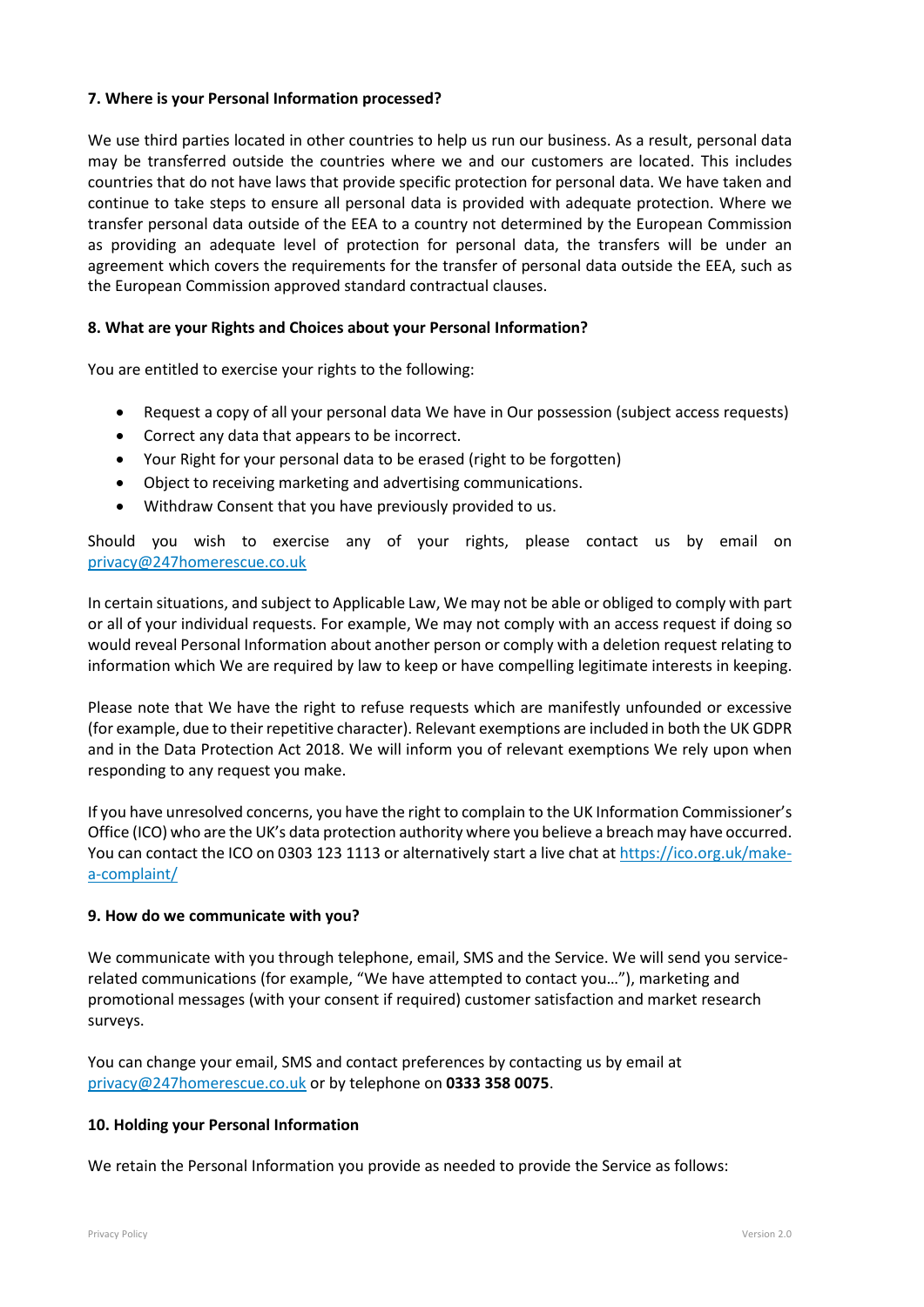**7. Where is your Personal Information processed?**

We use third parties located in other countries to help us run our business. As a result, personal data may be transferred outside the countries where we and our customers are located. This includes countries that do not have laws that provide specific protection for personal data. We have taken and continue to take steps to ensure all personal data is provided with adequate protection. Where we transfer personal data outside of the EEA to a country not determined by the European Commission as providing an adequate level of protection for personal data, the transfers will be under an agreement which covers the requirements for the transfer of personal data outside the EEA, such as the European Commission approved standard contractual clauses.

**8. What are your Rights and Choices about your Personal Information?**

You are entitled to exercise your rights to the following:

- Request a copy of all your personal data We have in Our possession (subject access requests)
- Correct any data that appears to be incorrect.
- Your Right for your personal data to be erased (right to be forgotten)
- Object to receiving marketing and advertising communications.
- Withdraw Consent that you have previously provided to us.

Should you wish to exercise any of your rights, please contact us by email on [privacy@247homerescue.co.uk](mailto:privacy@247homerescue.co.uk)

In certain situations, and subject to Applicable Law, We may not be able or obliged to comply with part or all of your individual requests. For example, We may not comply with an access request if doing so would reveal Personal Information about another person or comply with a deletion request relating to information which We are required by law to keep or have compelling legitimate interests in keeping.

Please note that We have the right to refuse requests which are manifestly unfounded or excessive (for example, due to their repetitive character). Relevant exemptions are included in both the UK GDPR and in the Data Protection Act 2018. We will inform you of relevant exemptions We rely upon when responding to any request you make.

If you have unresolved concerns, you have the right to complain to the UK Information Commissioner's Office (ICO) who are the UK's data protection authority where you believe a breach may have occurred. You can contact the ICO on 0303 123 1113 or alternatively start a live chat at [https://ico.org.uk/make-a-complaint/](https://ico.org.uk/make-a-complaint/)

**9. How do we communicate with you?**

We communicate with you through telephone, email, SMS and the Service. We will send you service-related communications (for example, "We have attempted to contact you…"), marketing and promotional messages (with your consent if required) customer satisfaction and market research surveys.

You can change your email, SMS and contact preferences by contacting us by email at [privacy@247homerescue.co.uk](mailto:privacy@247homerescue.co.uk) or by telephone on **0333 358 0075**.

**10. Holding your Personal Information**

We retain the Personal Information you provide as needed to provide the Service as follows: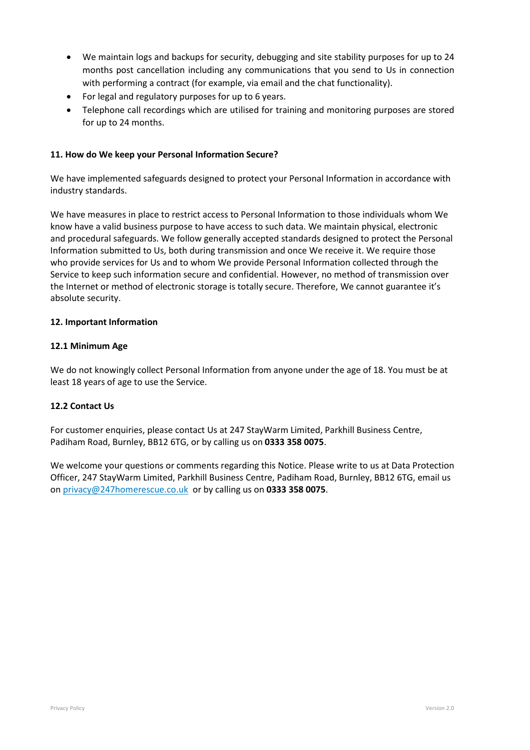- We maintain logs and backups for security, debugging and site stability purposes for up to 24 months post cancellation including any communications that you send to Us in connection with performing a contract (for example, via email and the chat functionality).
- For legal and regulatory purposes for up to 6 years.
- Telephone call recordings which are utilised for training and monitoring purposes are stored for up to 24 months.

**11. How do We keep your Personal Information Secure?**

We have implemented safeguards designed to protect your Personal Information in accordance with industry standards.

We have measures in place to restrict access to Personal Information to those individuals whom We know have a valid business purpose to have access to such data. We maintain physical, electronic and procedural safeguards. We follow generally accepted standards designed to protect the Personal Information submitted to Us, both during transmission and once We receive it. We require those who provide services for Us and to whom We provide Personal Information collected through the Service to keep such information secure and confidential. However, no method of transmission over the Internet or method of electronic storage is totally secure. Therefore, We cannot guarantee it's absolute security.

**12. Important Information**

**12.1 Minimum Age**

We do not knowingly collect Personal Information from anyone under the age of 18. You must be at least 18 years of age to use the Service.

**12.2 Contact Us**

For customer enquiries, please contact Us at 247 StayWarm Limited, Parkhill Business Centre, Padiham Road, Burnley, BB12 6TG, or by calling us on **0333 358 0075**.

We welcome your questions or comments regarding this Notice. Please write to us at Data Protection Officer, 247 StayWarm Limited, Parkhill Business Centre, Padiham Road, Burnley, BB12 6TG, email us on privacy@247homerescue.co.uk or by calling us on **0333 358 0075**.